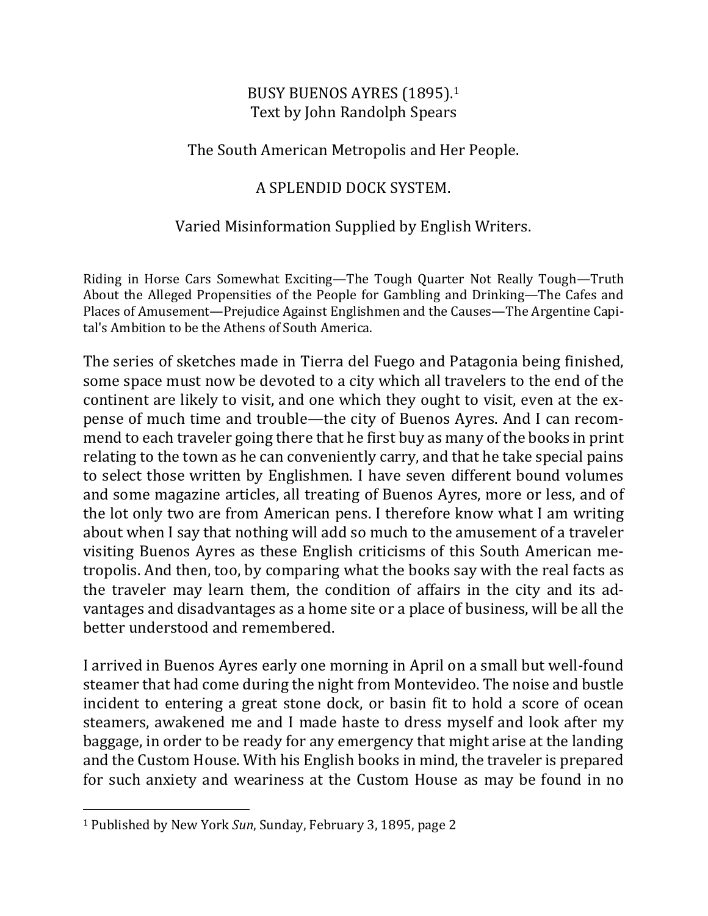# BUSY BUENOS AYRES (1895).[1]

Text by John Randolph Spears

The South American Metropolis and Her People.

## A SPLENDID DOCK SYSTEM.

Varied Misinformation Supplied by English Writers.

Riding in Horse Cars Somewhat Exciting—The Tough Quarter Not Really Tough—Truth About the Alleged Propensities of the People for Gambling and Drinking—The Cafes and Places of Amusement—Prejudice Against Englishmen and the Causes—The Argentine Capital's Ambition to be the Athens of South America.

The series of sketches made in Tierra del Fuego and Patagonia being finished, some space must now be devoted to a city which all travelers to the end of the continent are likely to visit, and one which they ought to visit, even at the expense of much time and trouble—the city of Buenos Ayres. And I can recommend to each traveler going there that he first buy as many of the books in print relating to the town as he can conveniently carry, and that he take special pains to select those written by Englishmen. I have seven different bound volumes and some magazine articles, all treating of Buenos Ayres, more or less, and of the lot only two are from American pens. I therefore know what I am writing about when I say that nothing will add so much to the amusement of a traveler visiting Buenos Ayres as these English criticisms of this South American metropolis. And then, too, by comparing what the books say with the real facts as the traveler may learn them, the condition of affairs in the city and its advantages and disadvantages as a home site or a place of business, will be all the better understood and remembered.

I arrived in Buenos Ayres early one morning in April on a small but well-found steamer that had come during the night from Montevideo. The noise and bustle incident to entering a great stone dock, or basin fit to hold a score of ocean steamers, awakened me and I made haste to dress myself and look after my baggage, in order to be ready for any emergency that might arise at the landing and the Custom House. With his English books in mind, the traveler is prepared for such anxiety and weariness at the Custom House as may be found in no

[1] Published by New York *Sun*, Sunday, February 3, 1895, page 2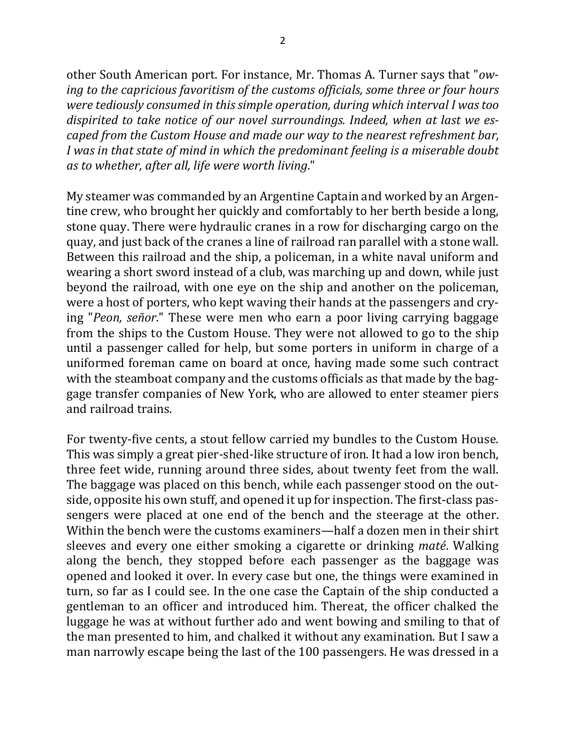other South American port. For instance, Mr. Thomas A. Turner says that "*owing to the capricious favoritism of the customs officials, some three or four hours were tediously consumed in this simple operation, during which interval I was too dispirited to take notice of our novel surroundings. Indeed, when at last we escaped from the Custom House and made our way to the nearest refreshment bar, I was in that state of mind in which the predominant feeling is a miserable doubt as to whether, after all, life were worth living*."

My steamer was commanded by an Argentine Captain and worked by an Argentine crew, who brought her quickly and comfortably to her berth beside a long, stone quay. There were hydraulic cranes in a row for discharging cargo on the quay, and just back of the cranes a line of railroad ran parallel with a stone wall. Between this railroad and the ship, a policeman, in a white naval uniform and wearing a short sword instead of a club, was marching up and down, while just beyond the railroad, with one eye on the ship and another on the policeman, were a host of porters, who kept waving their hands at the passengers and crying "*Peon, señor*." These were men who earn a poor living carrying baggage from the ships to the Custom House. They were not allowed to go to the ship until a passenger called for help, but some porters in uniform in charge of a uniformed foreman came on board at once, having made some such contract with the steamboat company and the customs officials as that made by the baggage transfer companies of New York, who are allowed to enter steamer piers and railroad trains.

For twenty-five cents, a stout fellow carried my bundles to the Custom House. This was simply a great pier-shed-like structure of iron. It had a low iron bench, three feet wide, running around three sides, about twenty feet from the wall. The baggage was placed on this bench, while each passenger stood on the outside, opposite his own stuff, and opened it up for inspection. The first-class passengers were placed at one end of the bench and the steerage at the other. Within the bench were the customs examiners—half a dozen men in their shirt sleeves and every one either smoking a cigarette or drinking *maté*. Walking along the bench, they stopped before each passenger as the baggage was opened and looked it over. In every case but one, the things were examined in turn, so far as I could see. In the one case the Captain of the ship conducted a gentleman to an officer and introduced him. Thereat, the officer chalked the luggage he was at without further ado and went bowing and smiling to that of the man presented to him, and chalked it without any examination. But I saw a man narrowly escape being the last of the 100 passengers. He was dressed in a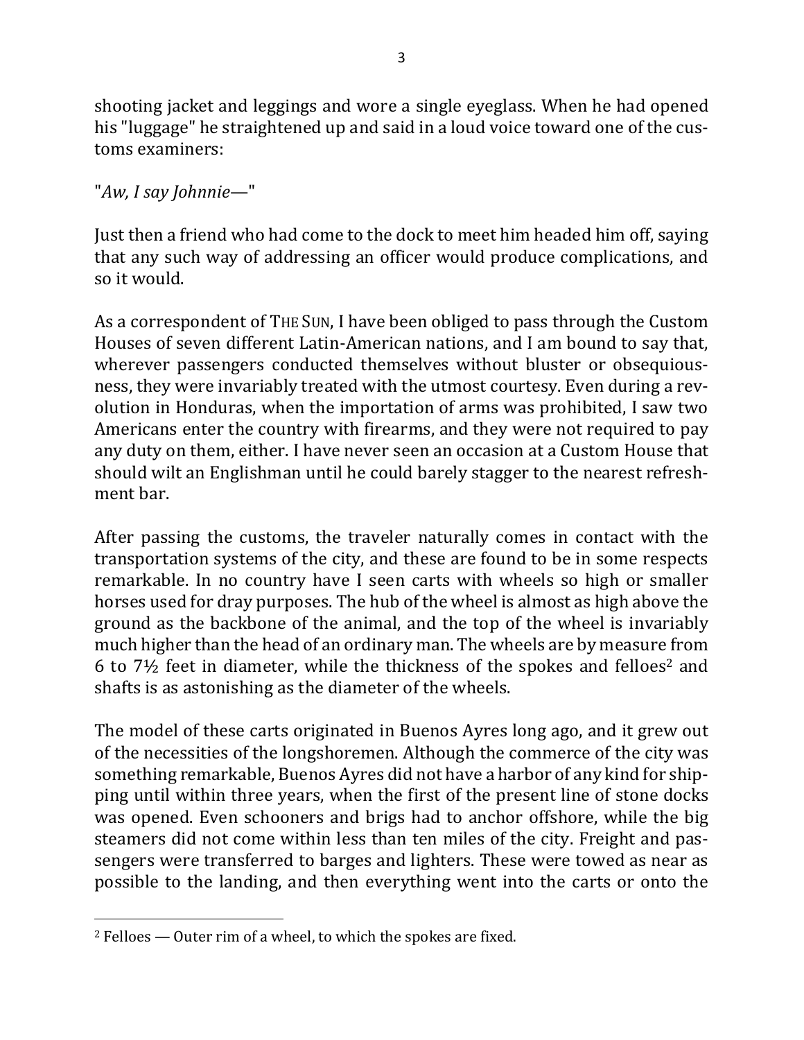shooting jacket and leggings and wore a single eyeglass. When he had opened his "luggage" he straightened up and said in a loud voice toward one of the customs examiners:

"*Aw, I say Johnnie—*"

Just then a friend who had come to the dock to meet him headed him off, saying that any such way of addressing an officer would produce complications, and so it would.

As a correspondent of THE SUN, I have been obliged to pass through the Custom Houses of seven different Latin-American nations, and I am bound to say that, wherever passengers conducted themselves without bluster or obsequiousness, they were invariably treated with the utmost courtesy. Even during a revolution in Honduras, when the importation of arms was prohibited, I saw two Americans enter the country with firearms, and they were not required to pay any duty on them, either. I have never seen an occasion at a Custom House that should wilt an Englishman until he could barely stagger to the nearest refreshment bar.

After passing the customs, the traveler naturally comes in contact with the transportation systems of the city, and these are found to be in some respects remarkable. In no country have I seen carts with wheels so high or smaller horses used for dray purposes. The hub of the wheel is almost as high above the ground as the backbone of the animal, and the top of the wheel is invariably much higher than the head of an ordinary man. The wheels are by measure from 6 to 7½ feet in diameter, while the thickness of the spokes and felloes[2] and shafts is as astonishing as the diameter of the wheels.

The model of these carts originated in Buenos Ayres long ago, and it grew out of the necessities of the longshoremen. Although the commerce of the city was something remarkable, Buenos Ayres did not have a harbor of any kind for shipping until within three years, when the first of the present line of stone docks was opened. Even schooners and brigs had to anchor offshore, while the big steamers did not come within less than ten miles of the city. Freight and passengers were transferred to barges and lighters. These were towed as near as possible to the landing, and then everything went into the carts or onto the

[2] Felloes — Outer rim of a wheel, to which the spokes are fixed.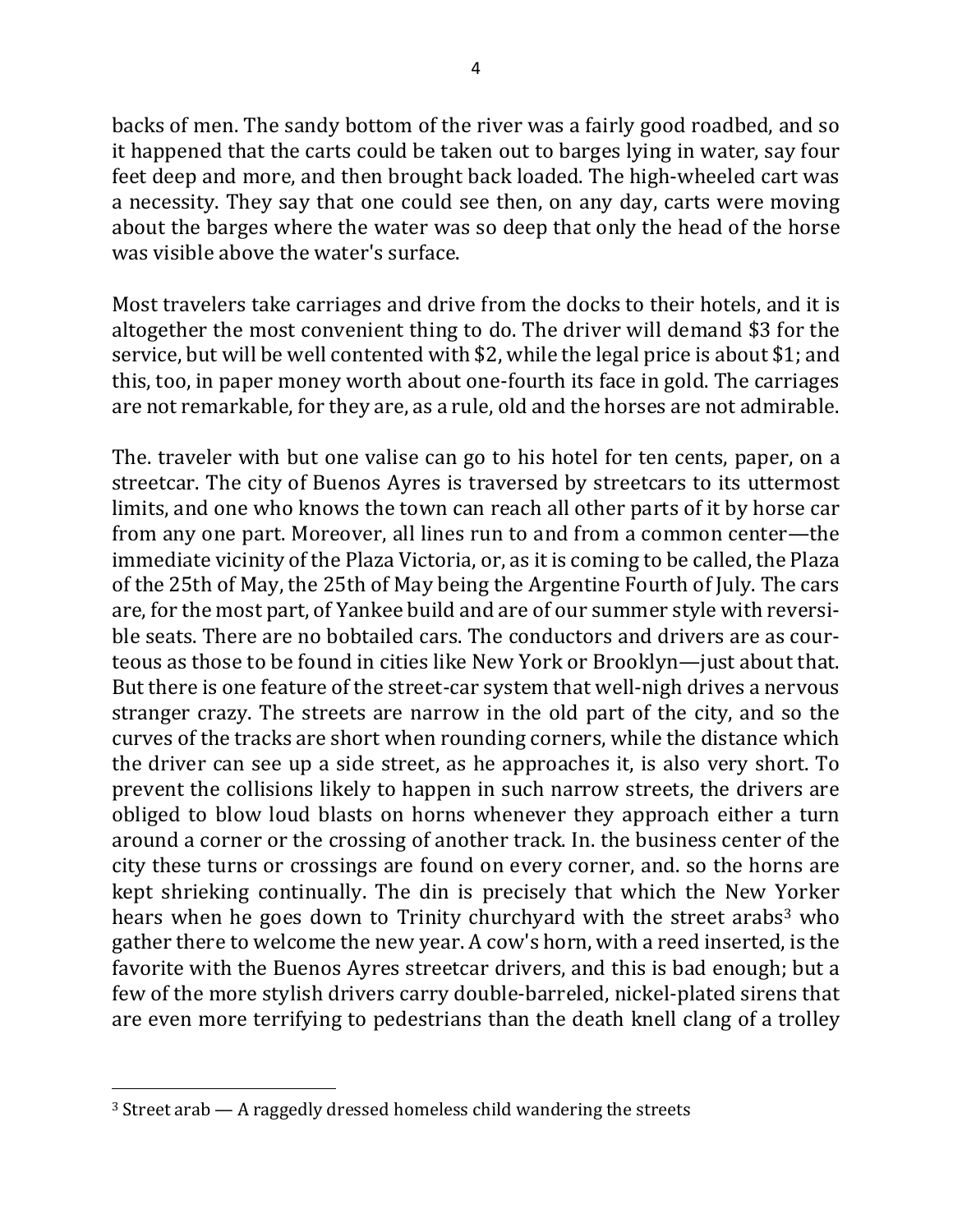backs of men. The sandy bottom of the river was a fairly good roadbed, and so it happened that the carts could be taken out to barges lying in water, say four feet deep and more, and then brought back loaded. The high-wheeled cart was a necessity. They say that one could see then, on any day, carts were moving about the barges where the water was so deep that only the head of the horse was visible above the water's surface.

Most travelers take carriages and drive from the docks to their hotels, and it is altogether the most convenient thing to do. The driver will demand $3 for the service, but will be well contented with $2, while the legal price is about $1; and this, too, in paper money worth about one-fourth its face in gold. The carriages are not remarkable, for they are, as a rule, old and the horses are not admirable.

The. traveler with but one valise can go to his hotel for ten cents, paper, on a streetcar. The city of Buenos Ayres is traversed by streetcars to its uttermost limits, and one who knows the town can reach all other parts of it by horse car from any one part. Moreover, all lines run to and from a common center—the immediate vicinity of the Plaza Victoria, or, as it is coming to be called, the Plaza of the 25th of May, the 25th of May being the Argentine Fourth of July. The cars are, for the most part, of Yankee build and are of our summer style with reversible seats. There are no bobtailed cars. The conductors and drivers are as courteous as those to be found in cities like New York or Brooklyn—just about that. But there is one feature of the street-car system that well-nigh drives a nervous stranger crazy. The streets are narrow in the old part of the city, and so the curves of the tracks are short when rounding corners, while the distance which the driver can see up a side street, as he approaches it, is also very short. To prevent the collisions likely to happen in such narrow streets, the drivers are obliged to blow loud blasts on horns whenever they approach either a turn around a corner or the crossing of another track. In. the business center of the city these turns or crossings are found on every corner, and. so the horns are kept shrieking continually. The din is precisely that which the New Yorker hears when he goes down to Trinity churchyard with the street arabs[3] who gather there to welcome the new year. A cow's horn, with a reed inserted, is the favorite with the Buenos Ayres streetcar drivers, and this is bad enough; but a few of the more stylish drivers carry double-barreled, nickel-plated sirens that are even more terrifying to pedestrians than the death knell clang of a trolley

[3] Street arab — A raggedly dressed homeless child wandering the streets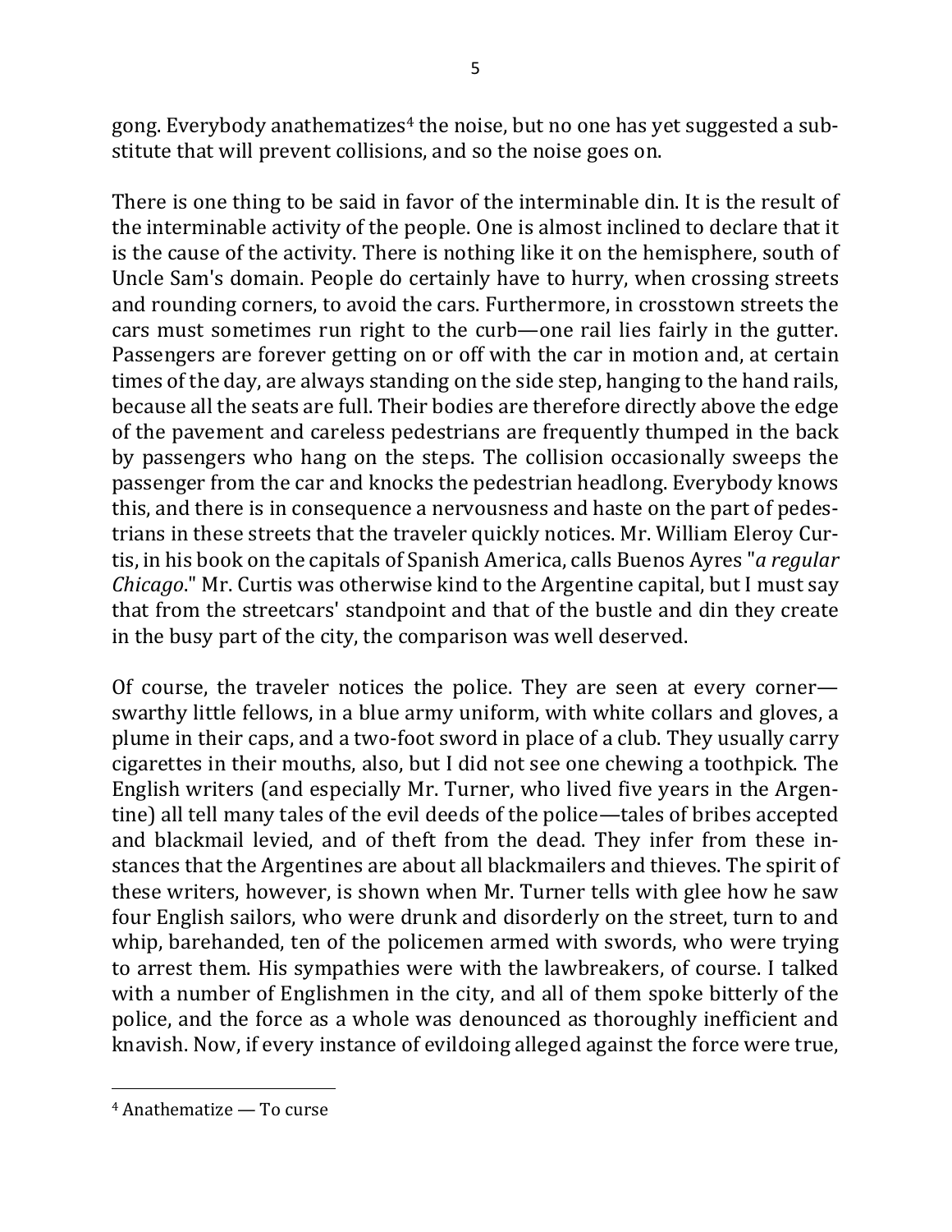gong. Everybody anathematizes[4] the noise, but no one has yet suggested a substitute that will prevent collisions, and so the noise goes on.

There is one thing to be said in favor of the interminable din. It is the result of the interminable activity of the people. One is almost inclined to declare that it is the cause of the activity. There is nothing like it on the hemisphere, south of Uncle Sam's domain. People do certainly have to hurry, when crossing streets and rounding corners, to avoid the cars. Furthermore, in crosstown streets the cars must sometimes run right to the curb—one rail lies fairly in the gutter. Passengers are forever getting on or off with the car in motion and, at certain times of the day, are always standing on the side step, hanging to the hand rails, because all the seats are full. Their bodies are therefore directly above the edge of the pavement and careless pedestrians are frequently thumped in the back by passengers who hang on the steps. The collision occasionally sweeps the passenger from the car and knocks the pedestrian headlong. Everybody knows this, and there is in consequence a nervousness and haste on the part of pedestrians in these streets that the traveler quickly notices. Mr. William Eleroy Curtis, in his book on the capitals of Spanish America, calls Buenos Ayres "*a regular Chicago*." Mr. Curtis was otherwise kind to the Argentine capital, but I must say that from the streetcars' standpoint and that of the bustle and din they create in the busy part of the city, the comparison was well deserved.

Of course, the traveler notices the police. They are seen at every corner—swarthy little fellows, in a blue army uniform, with white collars and gloves, a plume in their caps, and a two-foot sword in place of a club. They usually carry cigarettes in their mouths, also, but I did not see one chewing a toothpick. The English writers (and especially Mr. Turner, who lived five years in the Argentine) all tell many tales of the evil deeds of the police—tales of bribes accepted and blackmail levied, and of theft from the dead. They infer from these instances that the Argentines are about all blackmailers and thieves. The spirit of these writers, however, is shown when Mr. Turner tells with glee how he saw four English sailors, who were drunk and disorderly on the street, turn to and whip, barehanded, ten of the policemen armed with swords, who were trying to arrest them. His sympathies were with the lawbreakers, of course. I talked with a number of Englishmen in the city, and all of them spoke bitterly of the police, and the force as a whole was denounced as thoroughly inefficient and knavish. Now, if every instance of evildoing alleged against the force were true,

[4] Anathematize — To curse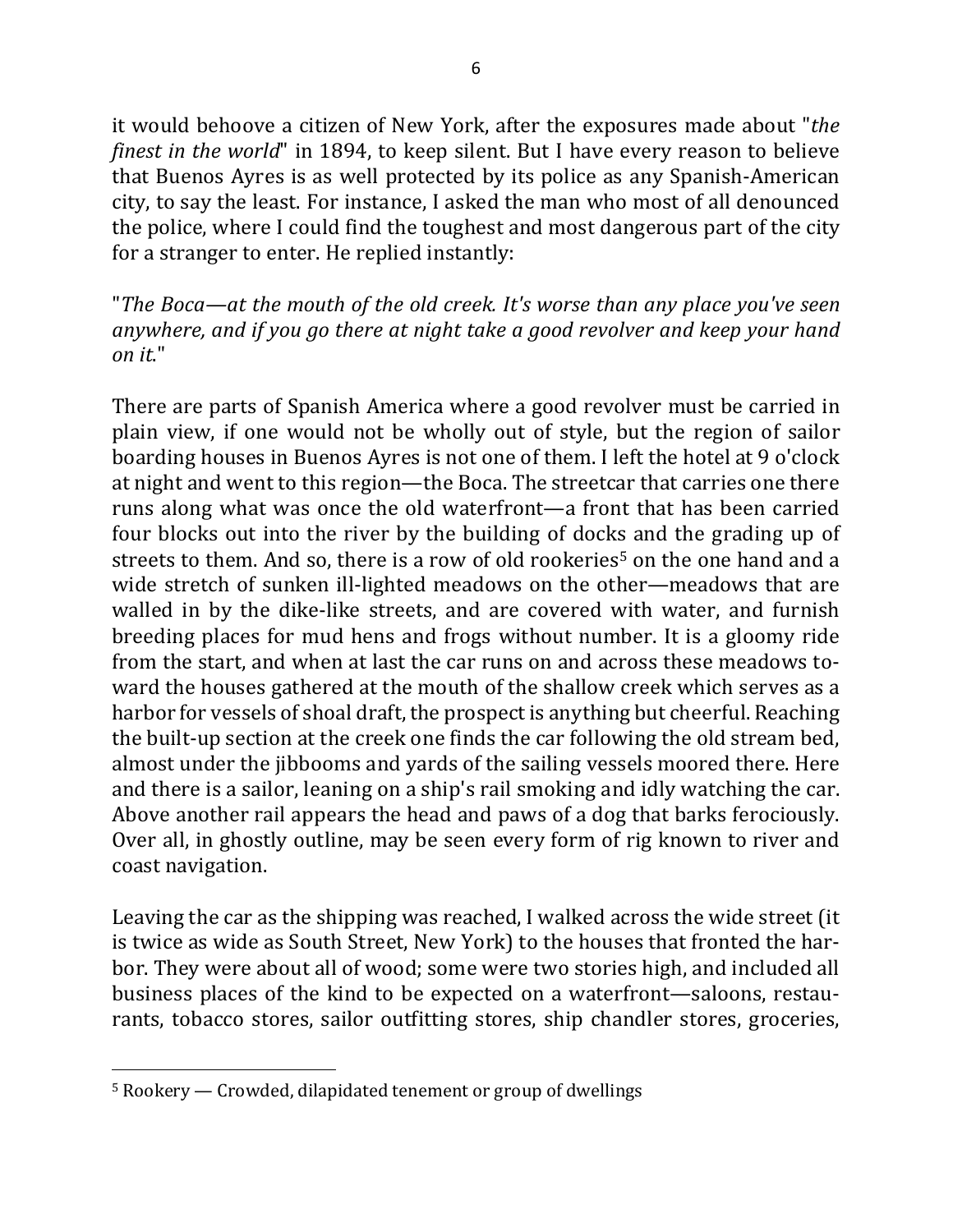it would behoove a citizen of New York, after the exposures made about "*the finest in the world*" in 1894, to keep silent. But I have every reason to believe that Buenos Ayres is as well protected by its police as any Spanish-American city, to say the least. For instance, I asked the man who most of all denounced the police, where I could find the toughest and most dangerous part of the city for a stranger to enter. He replied instantly:

"*The Boca—at the mouth of the old creek. It's worse than any place you've seen anywhere, and if you go there at night take a good revolver and keep your hand on it.*"

There are parts of Spanish America where a good revolver must be carried in plain view, if one would not be wholly out of style, but the region of sailor boarding houses in Buenos Ayres is not one of them. I left the hotel at 9 o'clock at night and went to this region—the Boca. The streetcar that carries one there runs along what was once the old waterfront—a front that has been carried four blocks out into the river by the building of docks and the grading up of streets to them. And so, there is a row of old rookeries[5] on the one hand and a wide stretch of sunken ill-lighted meadows on the other—meadows that are walled in by the dike-like streets, and are covered with water, and furnish breeding places for mud hens and frogs without number. It is a gloomy ride from the start, and when at last the car runs on and across these meadows toward the houses gathered at the mouth of the shallow creek which serves as a harbor for vessels of shoal draft, the prospect is anything but cheerful. Reaching the built-up section at the creek one finds the car following the old stream bed, almost under the jibbooms and yards of the sailing vessels moored there. Here and there is a sailor, leaning on a ship's rail smoking and idly watching the car. Above another rail appears the head and paws of a dog that barks ferociously. Over all, in ghostly outline, may be seen every form of rig known to river and coast navigation.

Leaving the car as the shipping was reached, I walked across the wide street (it is twice as wide as South Street, New York) to the houses that fronted the harbor. They were about all of wood; some were two stories high, and included all business places of the kind to be expected on a waterfront—saloons, restaurants, tobacco stores, sailor outfitting stores, ship chandler stores, groceries,

[5] Rookery — Crowded, dilapidated tenement or group of dwellings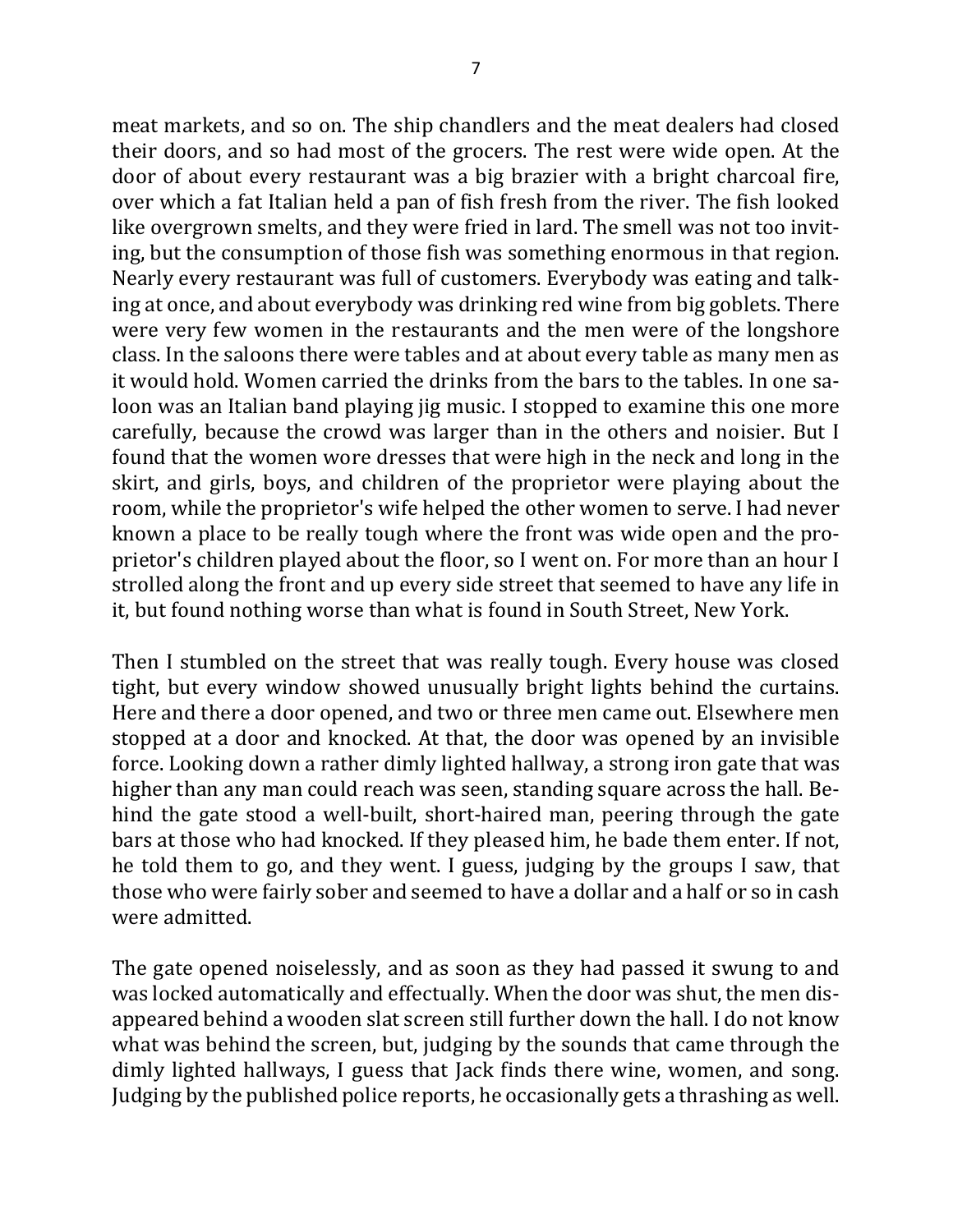meat markets, and so on. The ship chandlers and the meat dealers had closed their doors, and so had most of the grocers. The rest were wide open. At the door of about every restaurant was a big brazier with a bright charcoal fire, over which a fat Italian held a pan of fish fresh from the river. The fish looked like overgrown smelts, and they were fried in lard. The smell was not too inviting, but the consumption of those fish was something enormous in that region. Nearly every restaurant was full of customers. Everybody was eating and talking at once, and about everybody was drinking red wine from big goblets. There were very few women in the restaurants and the men were of the longshore class. In the saloons there were tables and at about every table as many men as it would hold. Women carried the drinks from the bars to the tables. In one saloon was an Italian band playing jig music. I stopped to examine this one more carefully, because the crowd was larger than in the others and noisier. But I found that the women wore dresses that were high in the neck and long in the skirt, and girls, boys, and children of the proprietor were playing about the room, while the proprietor's wife helped the other women to serve. I had never known a place to be really tough where the front was wide open and the proprietor's children played about the floor, so I went on. For more than an hour I strolled along the front and up every side street that seemed to have any life in it, but found nothing worse than what is found in South Street, New York.

Then I stumbled on the street that was really tough. Every house was closed tight, but every window showed unusually bright lights behind the curtains. Here and there a door opened, and two or three men came out. Elsewhere men stopped at a door and knocked. At that, the door was opened by an invisible force. Looking down a rather dimly lighted hallway, a strong iron gate that was higher than any man could reach was seen, standing square across the hall. Behind the gate stood a well-built, short-haired man, peering through the gate bars at those who had knocked. If they pleased him, he bade them enter. If not, he told them to go, and they went. I guess, judging by the groups I saw, that those who were fairly sober and seemed to have a dollar and a half or so in cash were admitted.

The gate opened noiselessly, and as soon as they had passed it swung to and was locked automatically and effectually. When the door was shut, the men disappeared behind a wooden slat screen still further down the hall. I do not know what was behind the screen, but, judging by the sounds that came through the dimly lighted hallways, I guess that Jack finds there wine, women, and song. Judging by the published police reports, he occasionally gets a thrashing as well.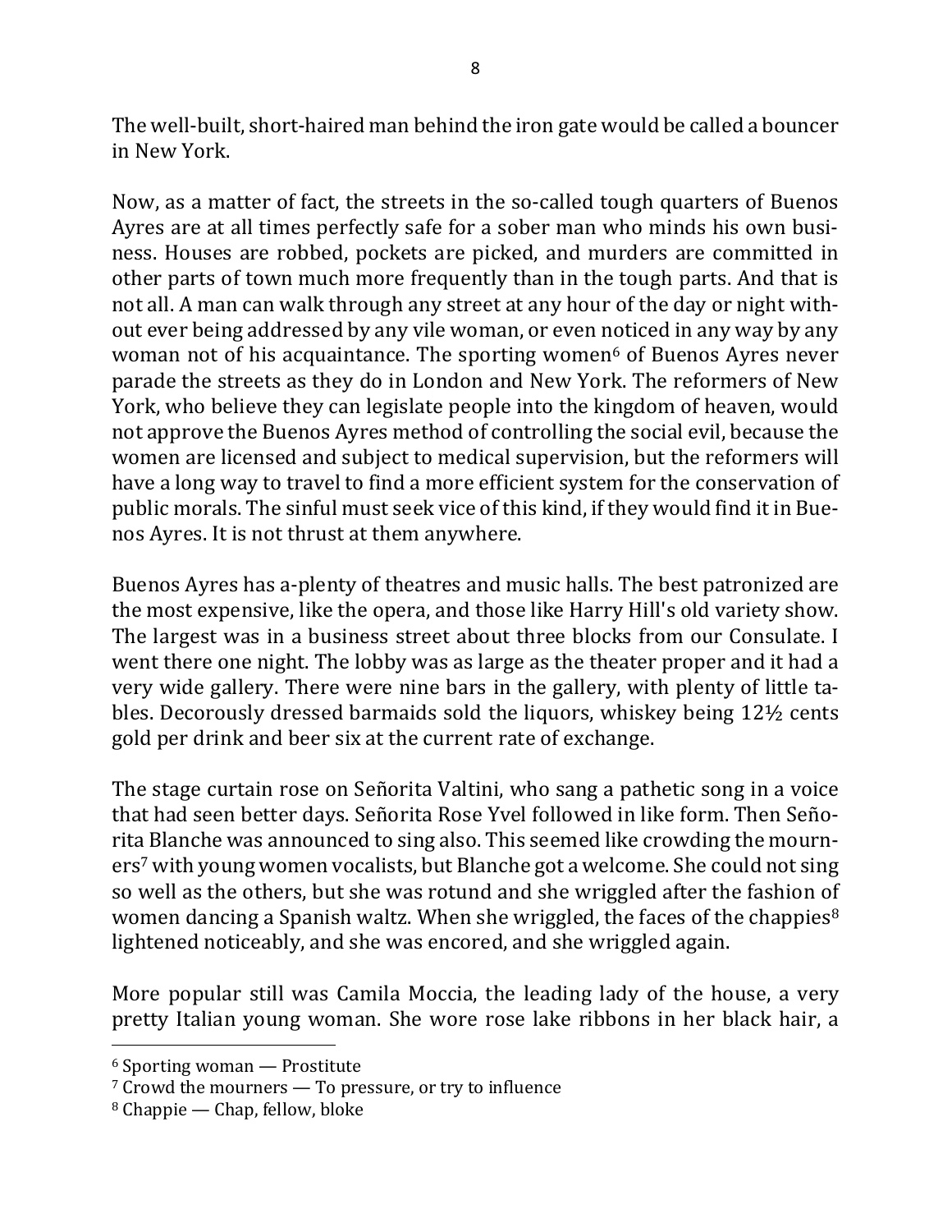The well-built, short-haired man behind the iron gate would be called a bouncer in New York.

Now, as a matter of fact, the streets in the so-called tough quarters of Buenos Ayres are at all times perfectly safe for a sober man who minds his own business. Houses are robbed, pockets are picked, and murders are committed in other parts of town much more frequently than in the tough parts. And that is not all. A man can walk through any street at any hour of the day or night without ever being addressed by any vile woman, or even noticed in any way by any woman not of his acquaintance. The sporting women[6] of Buenos Ayres never parade the streets as they do in London and New York. The reformers of New York, who believe they can legislate people into the kingdom of heaven, would not approve the Buenos Ayres method of controlling the social evil, because the women are licensed and subject to medical supervision, but the reformers will have a long way to travel to find a more efficient system for the conservation of public morals. The sinful must seek vice of this kind, if they would find it in Buenos Ayres. It is not thrust at them anywhere.

Buenos Ayres has a-plenty of theatres and music halls. The best patronized are the most expensive, like the opera, and those like Harry Hill's old variety show. The largest was in a business street about three blocks from our Consulate. I went there one night. The lobby was as large as the theater proper and it had a very wide gallery. There were nine bars in the gallery, with plenty of little tables. Decorously dressed barmaids sold the liquors, whiskey being 12½ cents gold per drink and beer six at the current rate of exchange.

The stage curtain rose on Señorita Valtini, who sang a pathetic song in a voice that had seen better days. Señorita Rose Yvel followed in like form. Then Señorita Blanche was announced to sing also. This seemed like crowding the mourners[7] with young women vocalists, but Blanche got a welcome. She could not sing so well as the others, but she was rotund and she wriggled after the fashion of women dancing a Spanish waltz. When she wriggled, the faces of the chappies[8] lightened noticeably, and she was encored, and she wriggled again.

More popular still was Camila Moccia, the leading lady of the house, a very pretty Italian young woman. She wore rose lake ribbons in her black hair, a

[6] Sporting woman — Prostitute

[7] Crowd the mourners — To pressure, or try to influence

[8] Chappie — Chap, fellow, bloke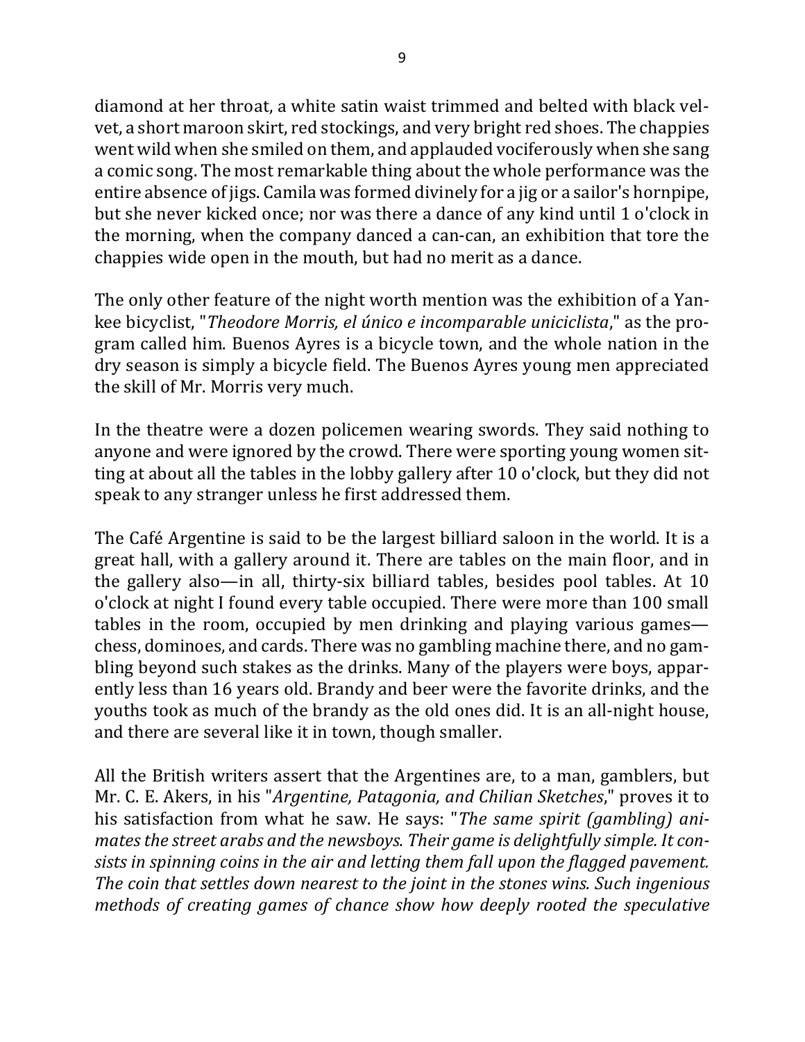diamond at her throat, a white satin waist trimmed and belted with black velvet, a short maroon skirt, red stockings, and very bright red shoes. The chappies went wild when she smiled on them, and applauded vociferously when she sang a comic song. The most remarkable thing about the whole performance was the entire absence of jigs. Camila was formed divinely for a jig or a sailor's hornpipe, but she never kicked once; nor was there a dance of any kind until 1 o'clock in the morning, when the company danced a can-can, an exhibition that tore the chappies wide open in the mouth, but had no merit as a dance.

The only other feature of the night worth mention was the exhibition of a Yankee bicyclist, "*Theodore Morris, el único e incomparable uniciclista*," as the program called him. Buenos Ayres is a bicycle town, and the whole nation in the dry season is simply a bicycle field. The Buenos Ayres young men appreciated the skill of Mr. Morris very much.

In the theatre were a dozen policemen wearing swords. They said nothing to anyone and were ignored by the crowd. There were sporting young women sitting at about all the tables in the lobby gallery after 10 o'clock, but they did not speak to any stranger unless he first addressed them.

The Café Argentine is said to be the largest billiard saloon in the world. It is a great hall, with a gallery around it. There are tables on the main floor, and in the gallery also—in all, thirty-six billiard tables, besides pool tables. At 10 o'clock at night I found every table occupied. There were more than 100 small tables in the room, occupied by men drinking and playing various games—chess, dominoes, and cards. There was no gambling machine there, and no gambling beyond such stakes as the drinks. Many of the players were boys, apparently less than 16 years old. Brandy and beer were the favorite drinks, and the youths took as much of the brandy as the old ones did. It is an all-night house, and there are several like it in town, though smaller.

All the British writers assert that the Argentines are, to a man, gamblers, but Mr. C. E. Akers, in his "*Argentine, Patagonia, and Chilian Sketches*," proves it to his satisfaction from what he saw. He says: "*The same spirit (gambling) animates the street arabs and the newsboys. Their game is delightfully simple. It consists in spinning coins in the air and letting them fall upon the flagged pavement. The coin that settles down nearest to the joint in the stones wins. Such ingenious methods of creating games of chance show how deeply rooted the speculative*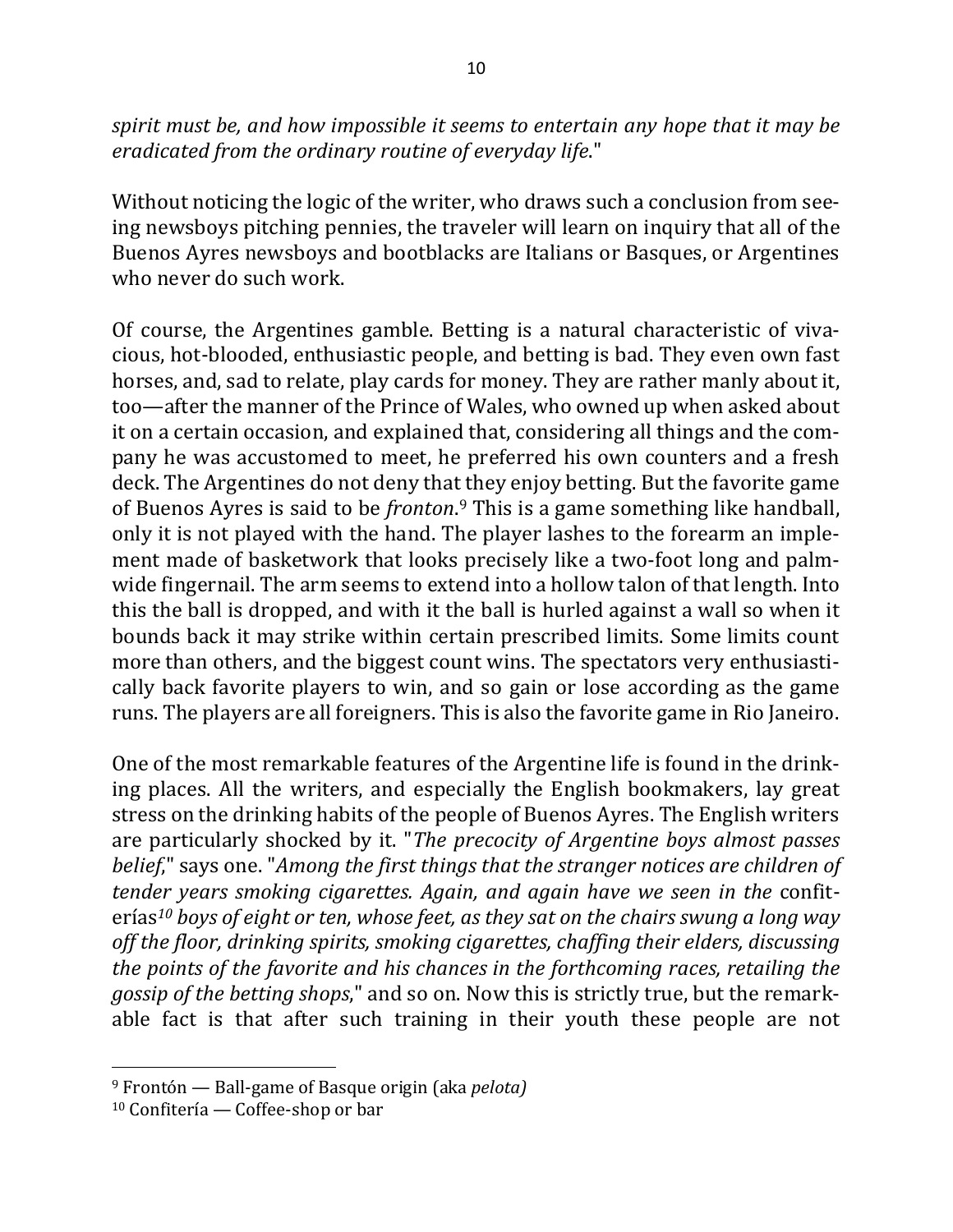*spirit must be, and how impossible it seems to entertain any hope that it may be eradicated from the ordinary routine of everyday life*."

Without noticing the logic of the writer, who draws such a conclusion from seeing newsboys pitching pennies, the traveler will learn on inquiry that all of the Buenos Ayres newsboys and bootblacks are Italians or Basques, or Argentines who never do such work.

Of course, the Argentines gamble. Betting is a natural characteristic of vivacious, hot-blooded, enthusiastic people, and betting is bad. They even own fast horses, and, sad to relate, play cards for money. They are rather manly about it, too—after the manner of the Prince of Wales, who owned up when asked about it on a certain occasion, and explained that, considering all things and the company he was accustomed to meet, he preferred his own counters and a fresh deck. The Argentines do not deny that they enjoy betting. But the favorite game of Buenos Ayres is said to be *fronton*.[9] This is a game something like handball, only it is not played with the hand. The player lashes to the forearm an implement made of basketwork that looks precisely like a two-foot long and palm-wide fingernail. The arm seems to extend into a hollow talon of that length. Into this the ball is dropped, and with it the ball is hurled against a wall so when it bounds back it may strike within certain prescribed limits. Some limits count more than others, and the biggest count wins. The spectators very enthusiastically back favorite players to win, and so gain or lose according as the game runs. The players are all foreigners. This is also the favorite game in Rio Janeiro.

One of the most remarkable features of the Argentine life is found in the drinking places. All the writers, and especially the English bookmakers, lay great stress on the drinking habits of the people of Buenos Ayres. The English writers are particularly shocked by it. "*The precocity of Argentine boys almost passes belief*," says one. "*Among the first things that the stranger notices are children of tender years smoking cigarettes. Again, and again have we seen in the* confiterías[10] *boys of eight or ten, whose feet, as they sat on the chairs swung a long way off the floor, drinking spirits, smoking cigarettes, chaffing their elders, discussing the points of the favorite and his chances in the forthcoming races, retailing the gossip of the betting shops*," and so on. Now this is strictly true, but the remarkable fact is that after such training in their youth these people are not

[9] Frontón — Ball-game of Basque origin (aka *pelota)*

[10] Confitería — Coffee-shop or bar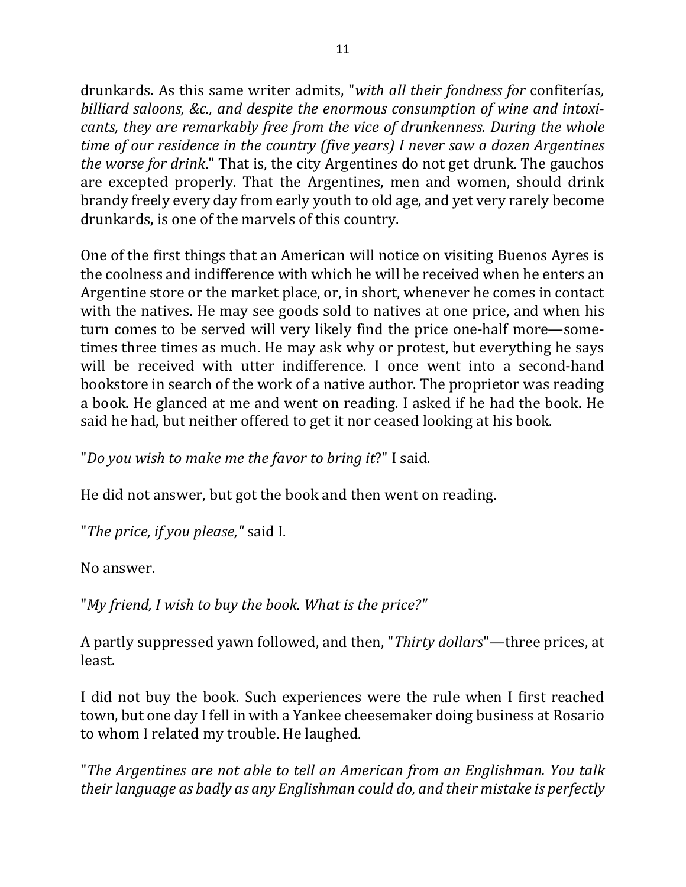drunkards. As this same writer admits, "*with all their fondness for* confiterías*, billiard saloons, &c., and despite the enormous consumption of wine and intoxicants, they are remarkably free from the vice of drunkenness. During the whole time of our residence in the country (five years) I never saw a dozen Argentines the worse for drink*." That is, the city Argentines do not get drunk. The gauchos are excepted properly. That the Argentines, men and women, should drink brandy freely every day from early youth to old age, and yet very rarely become drunkards, is one of the marvels of this country.

One of the first things that an American will notice on visiting Buenos Ayres is the coolness and indifference with which he will be received when he enters an Argentine store or the market place, or, in short, whenever he comes in contact with the natives. He may see goods sold to natives at one price, and when his turn comes to be served will very likely find the price one-half more—sometimes three times as much. He may ask why or protest, but everything he says will be received with utter indifference. I once went into a second-hand bookstore in search of the work of a native author. The proprietor was reading a book. He glanced at me and went on reading. I asked if he had the book. He said he had, but neither offered to get it nor ceased looking at his book.

"*Do you wish to make me the favor to bring it*?" I said.

He did not answer, but got the book and then went on reading.

"*The price, if you please,*" said I.

No answer.

"*My friend, I wish to buy the book. What is the price?*"

A partly suppressed yawn followed, and then, "*Thirty dollars*"—three prices, at least.

I did not buy the book. Such experiences were the rule when I first reached town, but one day I fell in with a Yankee cheesemaker doing business at Rosario to whom I related my trouble. He laughed.

"*The Argentines are not able to tell an American from an Englishman. You talk their language as badly as any Englishman could do, and their mistake is perfectly*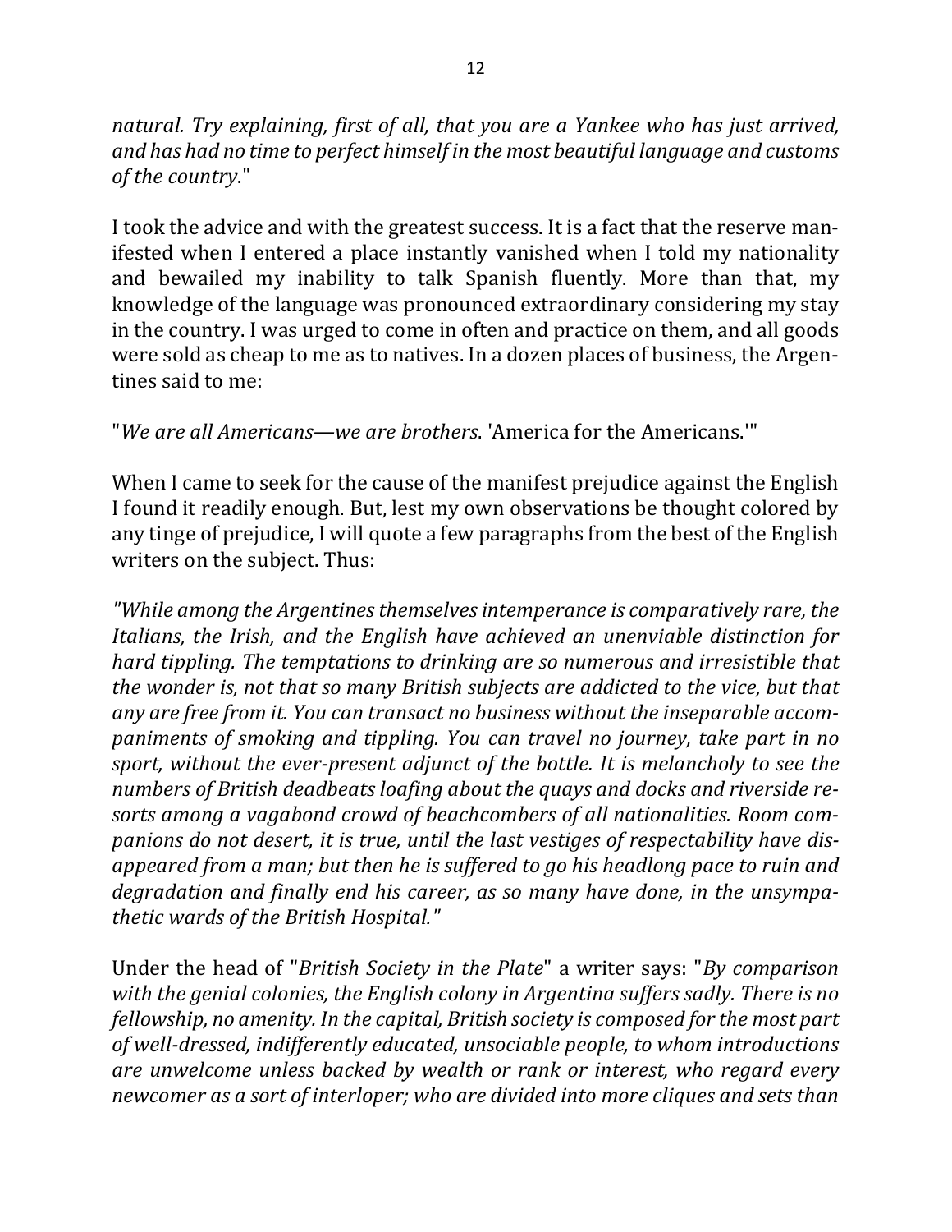*natural. Try explaining, first of all, that you are a Yankee who has just arrived, and has had no time to perfect himself in the most beautiful language and customs of the country*."

I took the advice and with the greatest success. It is a fact that the reserve manifested when I entered a place instantly vanished when I told my nationality and bewailed my inability to talk Spanish fluently. More than that, my knowledge of the language was pronounced extraordinary considering my stay in the country. I was urged to come in often and practice on them, and all goods were sold as cheap to me as to natives. In a dozen places of business, the Argentines said to me:

"*We are all Americans—we are brothers*. 'America for the Americans.'"

When I came to seek for the cause of the manifest prejudice against the English I found it readily enough. But, lest my own observations be thought colored by any tinge of prejudice, I will quote a few paragraphs from the best of the English writers on the subject. Thus:

*"While among the Argentines themselves intemperance is comparatively rare, the Italians, the Irish, and the English have achieved an unenviable distinction for hard tippling. The temptations to drinking are so numerous and irresistible that the wonder is, not that so many British subjects are addicted to the vice, but that any are free from it. You can transact no business without the inseparable accompaniments of smoking and tippling. You can travel no journey, take part in no sport, without the ever-present adjunct of the bottle. It is melancholy to see the numbers of British deadbeats loafing about the quays and docks and riverside resorts among a vagabond crowd of beachcombers of all nationalities. Room companions do not desert, it is true, until the last vestiges of respectability have disappeared from a man; but then he is suffered to go his headlong pace to ruin and degradation and finally end his career, as so many have done, in the unsympathetic wards of the British Hospital."*

Under the head of "*British Society in the Plate*" a writer says: "*By comparison with the genial colonies, the English colony in Argentina suffers sadly. There is no fellowship, no amenity. In the capital, British society is composed for the most part of well-dressed, indifferently educated, unsociable people, to whom introductions are unwelcome unless backed by wealth or rank or interest, who regard every newcomer as a sort of interloper; who are divided into more cliques and sets than*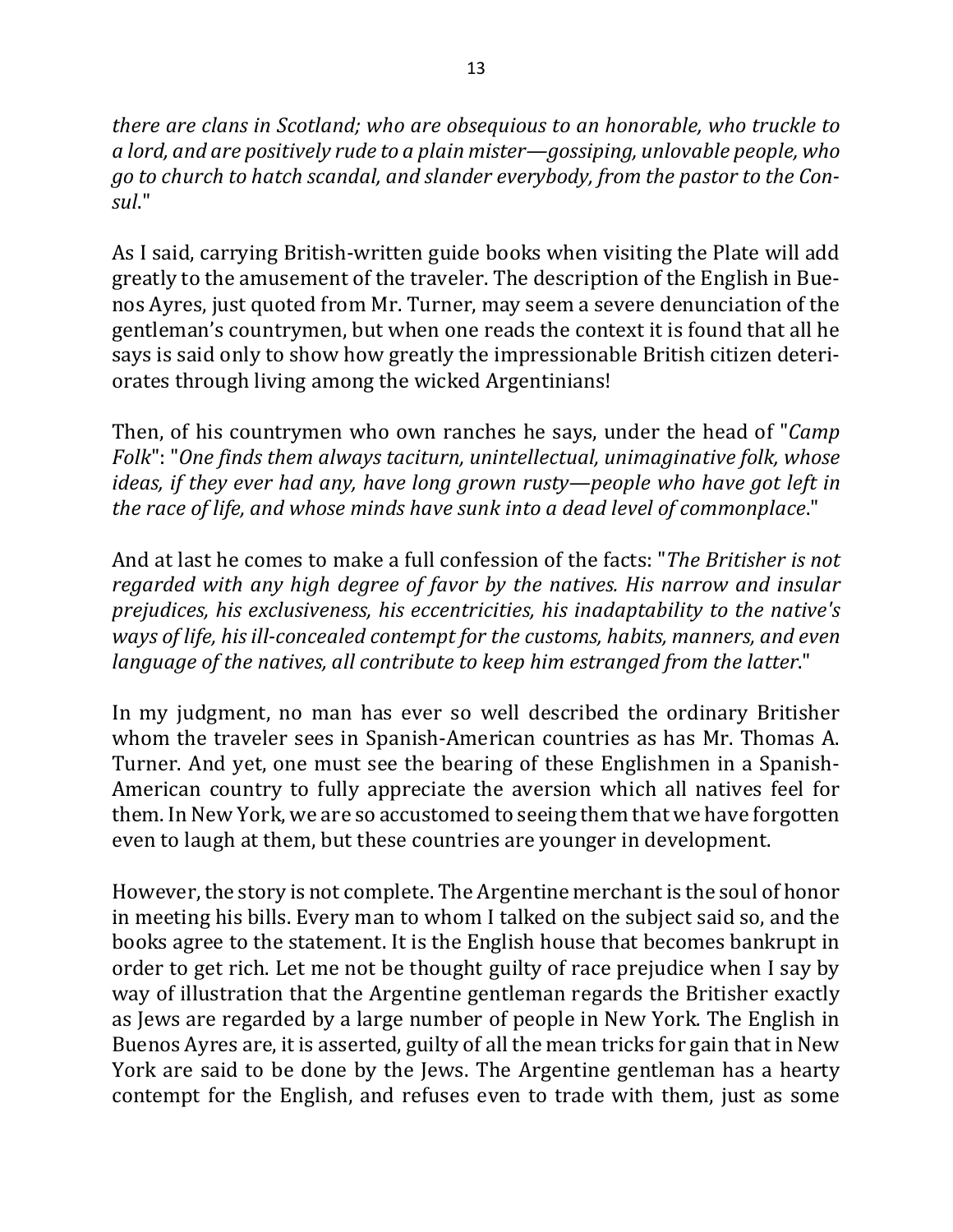*there are clans in Scotland; who are obsequious to an honorable, who truckle to a lord, and are positively rude to a plain mister—gossiping, unlovable people, who go to church to hatch scandal, and slander everybody, from the pastor to the Consul*."

As I said, carrying British-written guide books when visiting the Plate will add greatly to the amusement of the traveler. The description of the English in Buenos Ayres, just quoted from Mr. Turner, may seem a severe denunciation of the gentleman's countrymen, but when one reads the context it is found that all he says is said only to show how greatly the impressionable British citizen deteriorates through living among the wicked Argentinians!

Then, of his countrymen who own ranches he says, under the head of "*Camp Folk*": "*One finds them always taciturn, unintellectual, unimaginative folk, whose ideas, if they ever had any, have long grown rusty—people who have got left in the race of life, and whose minds have sunk into a dead level of commonplace*."

And at last he comes to make a full confession of the facts: "*The Britisher is not regarded with any high degree of favor by the natives. His narrow and insular prejudices, his exclusiveness, his eccentricities, his inadaptability to the native's ways of life, his ill-concealed contempt for the customs, habits, manners, and even language of the natives, all contribute to keep him estranged from the latter*."

In my judgment, no man has ever so well described the ordinary Britisher whom the traveler sees in Spanish-American countries as has Mr. Thomas A. Turner. And yet, one must see the bearing of these Englishmen in a Spanish-American country to fully appreciate the aversion which all natives feel for them. In New York, we are so accustomed to seeing them that we have forgotten even to laugh at them, but these countries are younger in development.

However, the story is not complete. The Argentine merchant is the soul of honor in meeting his bills. Every man to whom I talked on the subject said so, and the books agree to the statement. It is the English house that becomes bankrupt in order to get rich. Let me not be thought guilty of race prejudice when I say by way of illustration that the Argentine gentleman regards the Britisher exactly as Jews are regarded by a large number of people in New York. The English in Buenos Ayres are, it is asserted, guilty of all the mean tricks for gain that in New York are said to be done by the Jews. The Argentine gentleman has a hearty contempt for the English, and refuses even to trade with them, just as some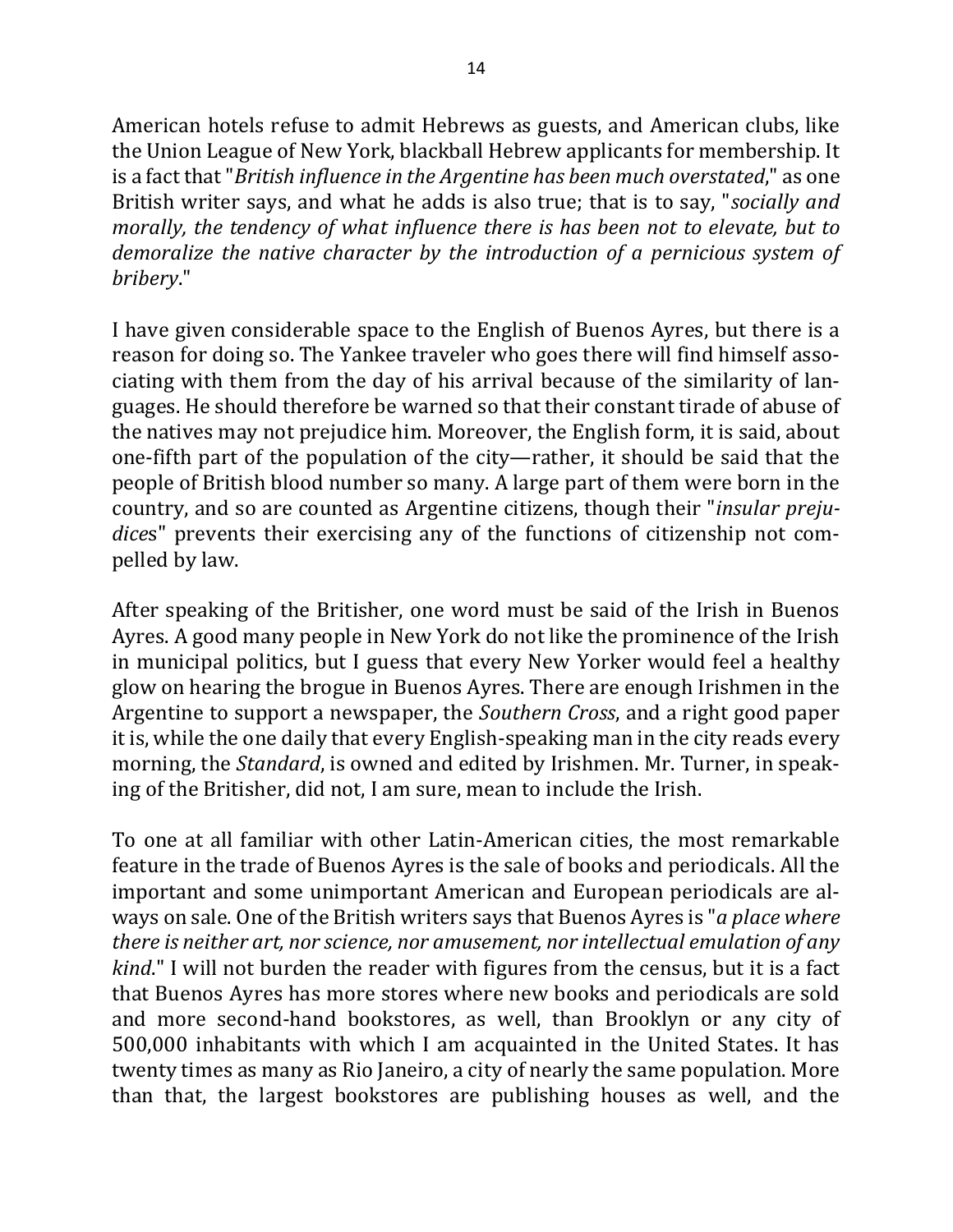American hotels refuse to admit Hebrews as guests, and American clubs, like the Union League of New York, blackball Hebrew applicants for membership. It is a fact that "*British influence in the Argentine has been much overstated*," as one British writer says, and what he adds is also true; that is to say, "*socially and morally, the tendency of what influence there is has been not to elevate, but to demoralize the native character by the introduction of a pernicious system of bribery*."

I have given considerable space to the English of Buenos Ayres, but there is a reason for doing so. The Yankee traveler who goes there will find himself associating with them from the day of his arrival because of the similarity of languages. He should therefore be warned so that their constant tirade of abuse of the natives may not prejudice him. Moreover, the English form, it is said, about one-fifth part of the population of the city—rather, it should be said that the people of British blood number so many. A large part of them were born in the country, and so are counted as Argentine citizens, though their "*insular prejudices*" prevents their exercising any of the functions of citizenship not compelled by law.

After speaking of the Britisher, one word must be said of the Irish in Buenos Ayres. A good many people in New York do not like the prominence of the Irish in municipal politics, but I guess that every New Yorker would feel a healthy glow on hearing the brogue in Buenos Ayres. There are enough Irishmen in the Argentine to support a newspaper, the *Southern Cross*, and a right good paper it is, while the one daily that every English-speaking man in the city reads every morning, the *Standard*, is owned and edited by Irishmen. Mr. Turner, in speaking of the Britisher, did not, I am sure, mean to include the Irish.

To one at all familiar with other Latin-American cities, the most remarkable feature in the trade of Buenos Ayres is the sale of books and periodicals. All the important and some unimportant American and European periodicals are always on sale. One of the British writers says that Buenos Ayres is "*a place where there is neither art, nor science, nor amusement, nor intellectual emulation of any kind*." I will not burden the reader with figures from the census, but it is a fact that Buenos Ayres has more stores where new books and periodicals are sold and more second-hand bookstores, as well, than Brooklyn or any city of 500,000 inhabitants with which I am acquainted in the United States. It has twenty times as many as Rio Janeiro, a city of nearly the same population. More than that, the largest bookstores are publishing houses as well, and the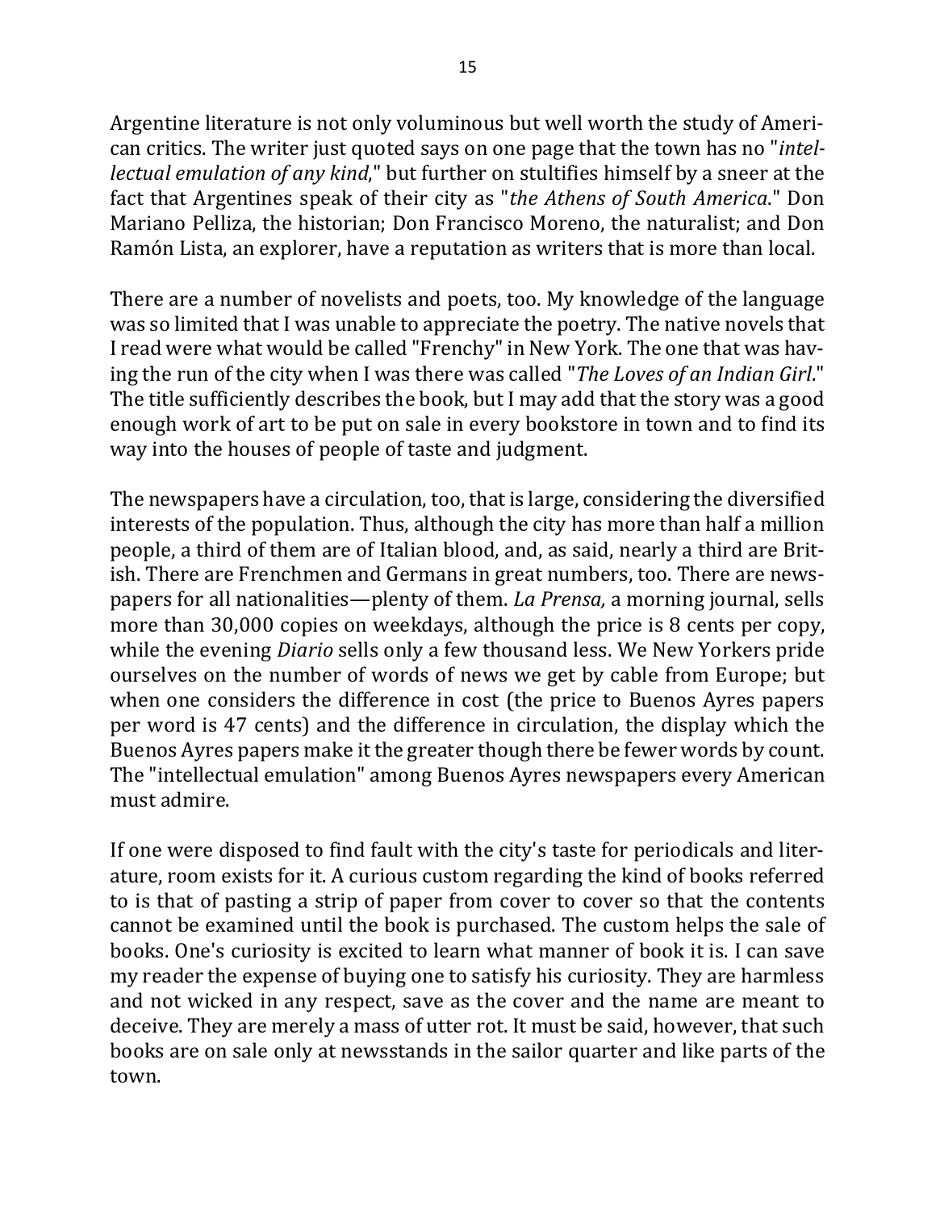Argentine literature is not only voluminous but well worth the study of American critics. The writer just quoted says on one page that the town has no "*intellectual emulation of any kind*," but further on stultifies himself by a sneer at the fact that Argentines speak of their city as "*the Athens of South America*." Don Mariano Pelliza, the historian; Don Francisco Moreno, the naturalist; and Don Ramón Lista, an explorer, have a reputation as writers that is more than local.

There are a number of novelists and poets, too. My knowledge of the language was so limited that I was unable to appreciate the poetry. The native novels that I read were what would be called "Frenchy" in New York. The one that was having the run of the city when I was there was called "*The Loves of an Indian Girl*." The title sufficiently describes the book, but I may add that the story was a good enough work of art to be put on sale in every bookstore in town and to find its way into the houses of people of taste and judgment.

The newspapers have a circulation, too, that is large, considering the diversified interests of the population. Thus, although the city has more than half a million people, a third of them are of Italian blood, and, as said, nearly a third are British. There are Frenchmen and Germans in great numbers, too. There are newspapers for all nationalities—plenty of them. *La Prensa,* a morning journal, sells more than 30,000 copies on weekdays, although the price is 8 cents per copy, while the evening *Diario* sells only a few thousand less. We New Yorkers pride ourselves on the number of words of news we get by cable from Europe; but when one considers the difference in cost (the price to Buenos Ayres papers per word is 47 cents) and the difference in circulation, the display which the Buenos Ayres papers make it the greater though there be fewer words by count. The "intellectual emulation" among Buenos Ayres newspapers every American must admire.

If one were disposed to find fault with the city's taste for periodicals and literature, room exists for it. A curious custom regarding the kind of books referred to is that of pasting a strip of paper from cover to cover so that the contents cannot be examined until the book is purchased. The custom helps the sale of books. One's curiosity is excited to learn what manner of book it is. I can save my reader the expense of buying one to satisfy his curiosity. They are harmless and not wicked in any respect, save as the cover and the name are meant to deceive. They are merely a mass of utter rot. It must be said, however, that such books are on sale only at newsstands in the sailor quarter and like parts of the town.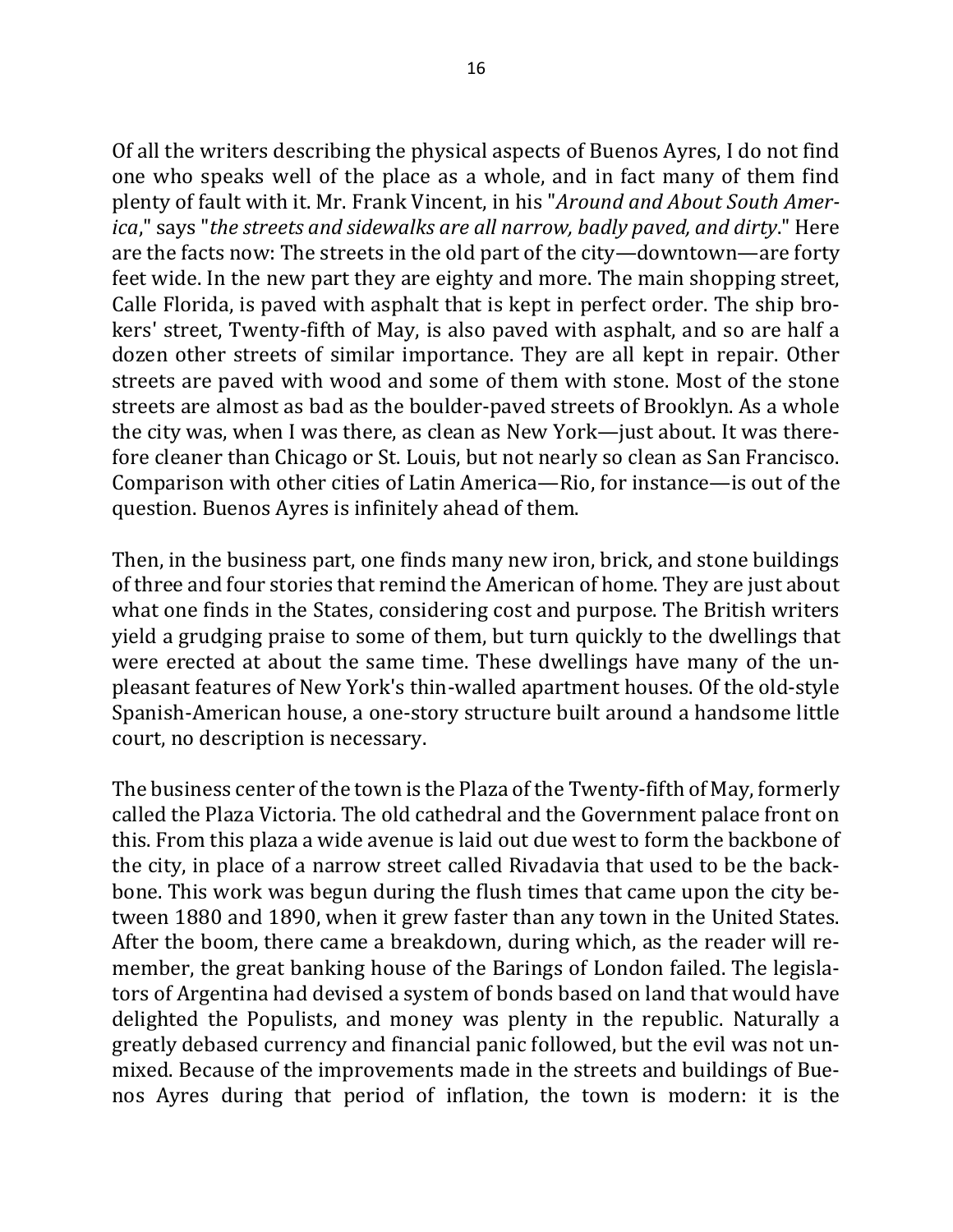Of all the writers describing the physical aspects of Buenos Ayres, I do not find one who speaks well of the place as a whole, and in fact many of them find plenty of fault with it. Mr. Frank Vincent, in his "*Around and About South America*," says "*the streets and sidewalks are all narrow, badly paved, and dirty*." Here are the facts now: The streets in the old part of the city—downtown—are forty feet wide. In the new part they are eighty and more. The main shopping street, Calle Florida, is paved with asphalt that is kept in perfect order. The ship brokers' street, Twenty-fifth of May, is also paved with asphalt, and so are half a dozen other streets of similar importance. They are all kept in repair. Other streets are paved with wood and some of them with stone. Most of the stone streets are almost as bad as the boulder-paved streets of Brooklyn. As a whole the city was, when I was there, as clean as New York—just about. It was therefore cleaner than Chicago or St. Louis, but not nearly so clean as San Francisco. Comparison with other cities of Latin America—Rio, for instance—is out of the question. Buenos Ayres is infinitely ahead of them.

Then, in the business part, one finds many new iron, brick, and stone buildings of three and four stories that remind the American of home. They are just about what one finds in the States, considering cost and purpose. The British writers yield a grudging praise to some of them, but turn quickly to the dwellings that were erected at about the same time. These dwellings have many of the unpleasant features of New York's thin-walled apartment houses. Of the old-style Spanish-American house, a one-story structure built around a handsome little court, no description is necessary.

The business center of the town is the Plaza of the Twenty-fifth of May, formerly called the Plaza Victoria. The old cathedral and the Government palace front on this. From this plaza a wide avenue is laid out due west to form the backbone of the city, in place of a narrow street called Rivadavia that used to be the backbone. This work was begun during the flush times that came upon the city between 1880 and 1890, when it grew faster than any town in the United States. After the boom, there came a breakdown, during which, as the reader will remember, the great banking house of the Barings of London failed. The legislators of Argentina had devised a system of bonds based on land that would have delighted the Populists, and money was plenty in the republic. Naturally a greatly debased currency and financial panic followed, but the evil was not unmixed. Because of the improvements made in the streets and buildings of Buenos Ayres during that period of inflation, the town is modern: it is the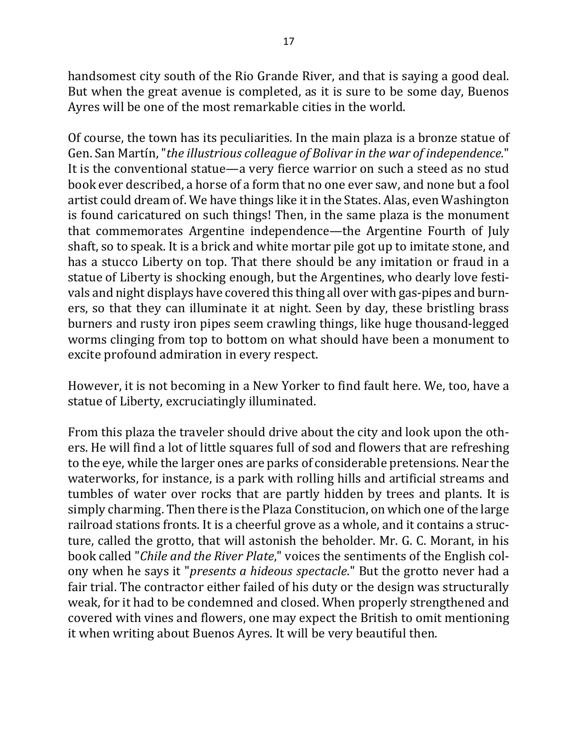handsomest city south of the Rio Grande River, and that is saying a good deal. But when the great avenue is completed, as it is sure to be some day, Buenos Ayres will be one of the most remarkable cities in the world.

Of course, the town has its peculiarities. In the main plaza is a bronze statue of Gen. San Martín, "*the illustrious colleague of Bolivar in the war of independence.*" It is the conventional statue—a very fierce warrior on such a steed as no stud book ever described, a horse of a form that no one ever saw, and none but a fool artist could dream of. We have things like it in the States. Alas, even Washington is found caricatured on such things! Then, in the same plaza is the monument that commemorates Argentine independence—the Argentine Fourth of July shaft, so to speak. It is a brick and white mortar pile got up to imitate stone, and has a stucco Liberty on top. That there should be any imitation or fraud in a statue of Liberty is shocking enough, but the Argentines, who dearly love festivals and night displays have covered this thing all over with gas-pipes and burners, so that they can illuminate it at night. Seen by day, these bristling brass burners and rusty iron pipes seem crawling things, like huge thousand-legged worms clinging from top to bottom on what should have been a monument to excite profound admiration in every respect.

However, it is not becoming in a New Yorker to find fault here. We, too, have a statue of Liberty, excruciatingly illuminated.

From this plaza the traveler should drive about the city and look upon the others. He will find a lot of little squares full of sod and flowers that are refreshing to the eye, while the larger ones are parks of considerable pretensions. Near the waterworks, for instance, is a park with rolling hills and artificial streams and tumbles of water over rocks that are partly hidden by trees and plants. It is simply charming. Then there is the Plaza Constitucion, on which one of the large railroad stations fronts. It is a cheerful grove as a whole, and it contains a structure, called the grotto, that will astonish the beholder. Mr. G. C. Morant, in his book called "*Chile and the River Plate*," voices the sentiments of the English colony when he says it "*presents a hideous spectacle*." But the grotto never had a fair trial. The contractor either failed of his duty or the design was structurally weak, for it had to be condemned and closed. When properly strengthened and covered with vines and flowers, one may expect the British to omit mentioning it when writing about Buenos Ayres. It will be very beautiful then.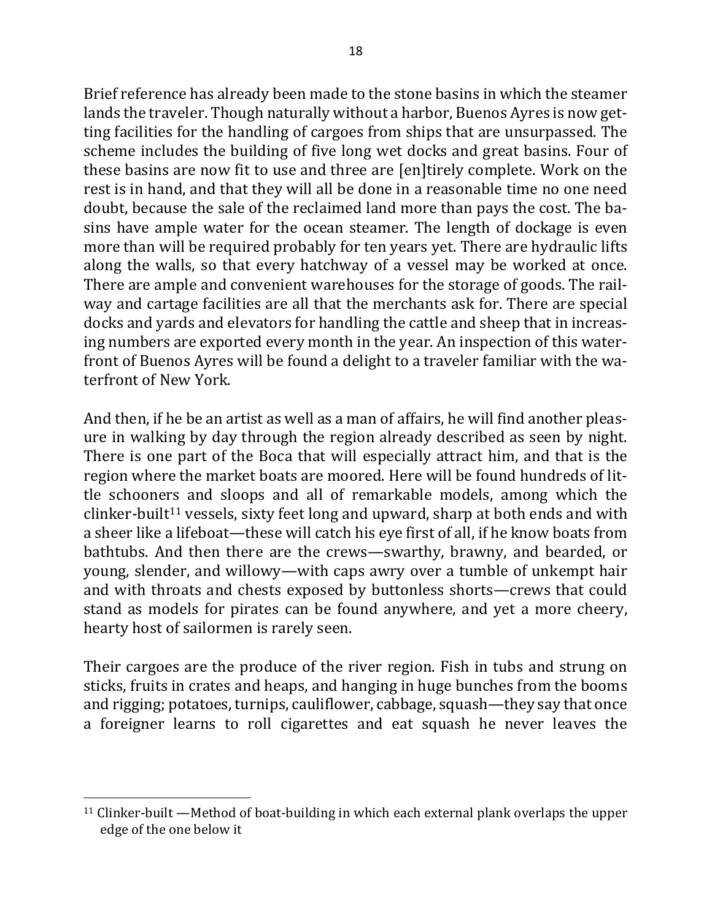Brief reference has already been made to the stone basins in which the steamer lands the traveler. Though naturally without a harbor, Buenos Ayres is now getting facilities for the handling of cargoes from ships that are unsurpassed. The scheme includes the building of five long wet docks and great basins. Four of these basins are now fit to use and three are [en]tirely complete. Work on the rest is in hand, and that they will all be done in a reasonable time no one need doubt, because the sale of the reclaimed land more than pays the cost. The basins have ample water for the ocean steamer. The length of dockage is even more than will be required probably for ten years yet. There are hydraulic lifts along the walls, so that every hatchway of a vessel may be worked at once. There are ample and convenient warehouses for the storage of goods. The railway and cartage facilities are all that the merchants ask for. There are special docks and yards and elevators for handling the cattle and sheep that in increasing numbers are exported every month in the year. An inspection of this waterfront of Buenos Ayres will be found a delight to a traveler familiar with the waterfront of New York.

And then, if he be an artist as well as a man of affairs, he will find another pleasure in walking by day through the region already described as seen by night. There is one part of the Boca that will especially attract him, and that is the region where the market boats are moored. Here will be found hundreds of little schooners and sloops and all of remarkable models, among which the clinker-built[11] vessels, sixty feet long and upward, sharp at both ends and with a sheer like a lifeboat—these will catch his eye first of all, if he know boats from bathtubs. And then there are the crews—swarthy, brawny, and bearded, or young, slender, and willowy—with caps awry over a tumble of unkempt hair and with throats and chests exposed by buttonless shorts—crews that could stand as models for pirates can be found anywhere, and yet a more cheery, hearty host of sailormen is rarely seen.

Their cargoes are the produce of the river region. Fish in tubs and strung on sticks, fruits in crates and heaps, and hanging in huge bunches from the booms and rigging; potatoes, turnips, cauliflower, cabbage, squash—they say that once a foreigner learns to roll cigarettes and eat squash he never leaves the

---

[11] Clinker-built —Method of boat-building in which each external plank overlaps the upper edge of the one below it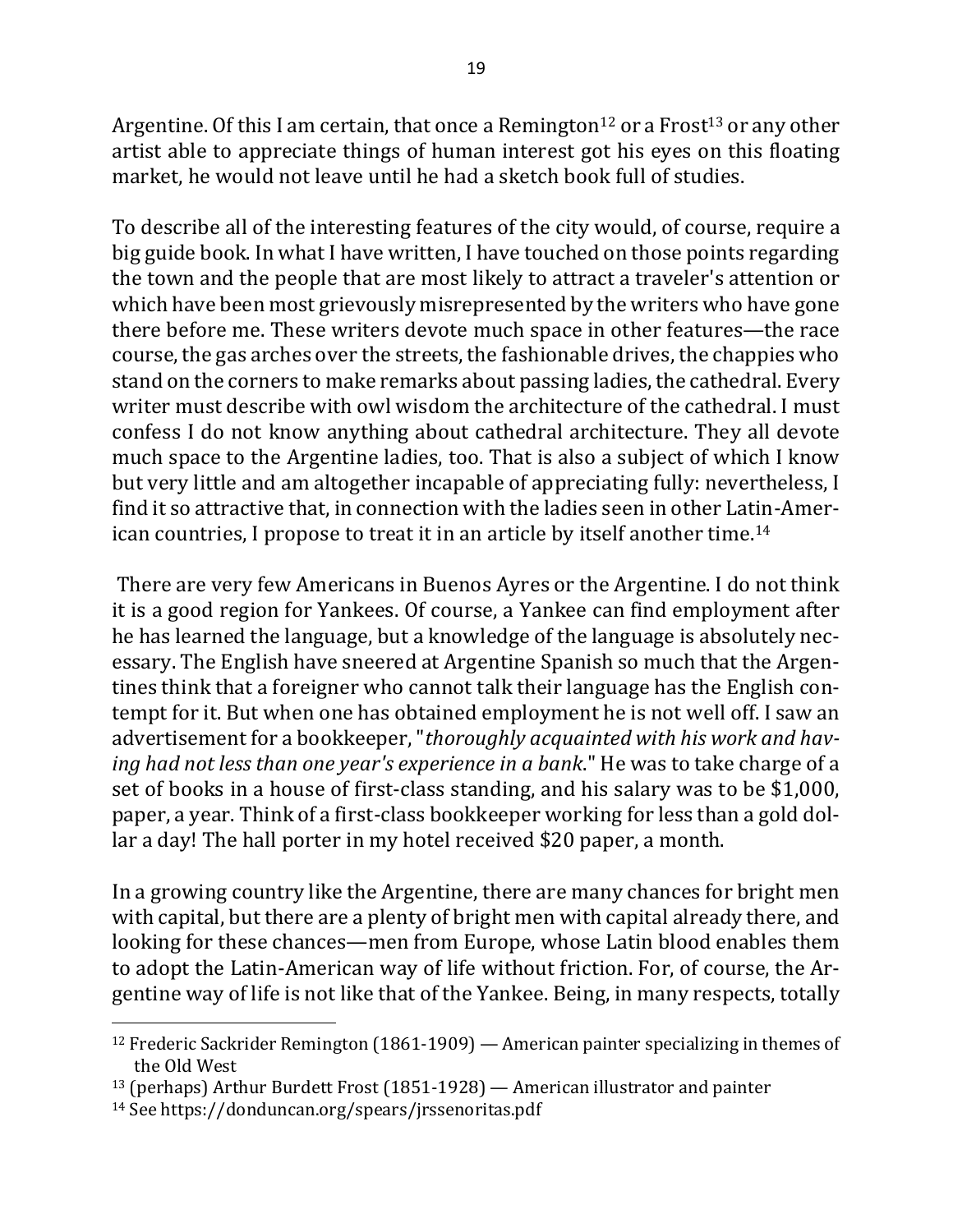Argentine. Of this I am certain, that once a Remington[12] or a Frost[13] or any other artist able to appreciate things of human interest got his eyes on this floating market, he would not leave until he had a sketch book full of studies.

To describe all of the interesting features of the city would, of course, require a big guide book. In what I have written, I have touched on those points regarding the town and the people that are most likely to attract a traveler's attention or which have been most grievously misrepresented by the writers who have gone there before me. These writers devote much space in other features—the race course, the gas arches over the streets, the fashionable drives, the chappies who stand on the corners to make remarks about passing ladies, the cathedral. Every writer must describe with owl wisdom the architecture of the cathedral. I must confess I do not know anything about cathedral architecture. They all devote much space to the Argentine ladies, too. That is also a subject of which I know but very little and am altogether incapable of appreciating fully: nevertheless, I find it so attractive that, in connection with the ladies seen in other Latin-American countries, I propose to treat it in an article by itself another time.[14]

There are very few Americans in Buenos Ayres or the Argentine. I do not think it is a good region for Yankees. Of course, a Yankee can find employment after he has learned the language, but a knowledge of the language is absolutely necessary. The English have sneered at Argentine Spanish so much that the Argentines think that a foreigner who cannot talk their language has the English contempt for it. But when one has obtained employment he is not well off. I saw an advertisement for a bookkeeper, "*thoroughly acquainted with his work and having had not less than one year's experience in a bank*." He was to take charge of a set of books in a house of first-class standing, and his salary was to be $1,000, paper, a year. Think of a first-class bookkeeper working for less than a gold dollar a day! The hall porter in my hotel received $20 paper, a month.

In a growing country like the Argentine, there are many chances for bright men with capital, but there are a plenty of bright men with capital already there, and looking for these chances—men from Europe, whose Latin blood enables them to adopt the Latin-American way of life without friction. For, of course, the Argentine way of life is not like that of the Yankee. Being, in many respects, totally

---

[12] Frederic Sackrider Remington (1861-1909) — American painter specializing in themes of the Old West

[13] (perhaps) Arthur Burdett Frost (1851-1928) — American illustrator and painter

[14] See https://donduncan.org/spears/jrssenoritas.pdf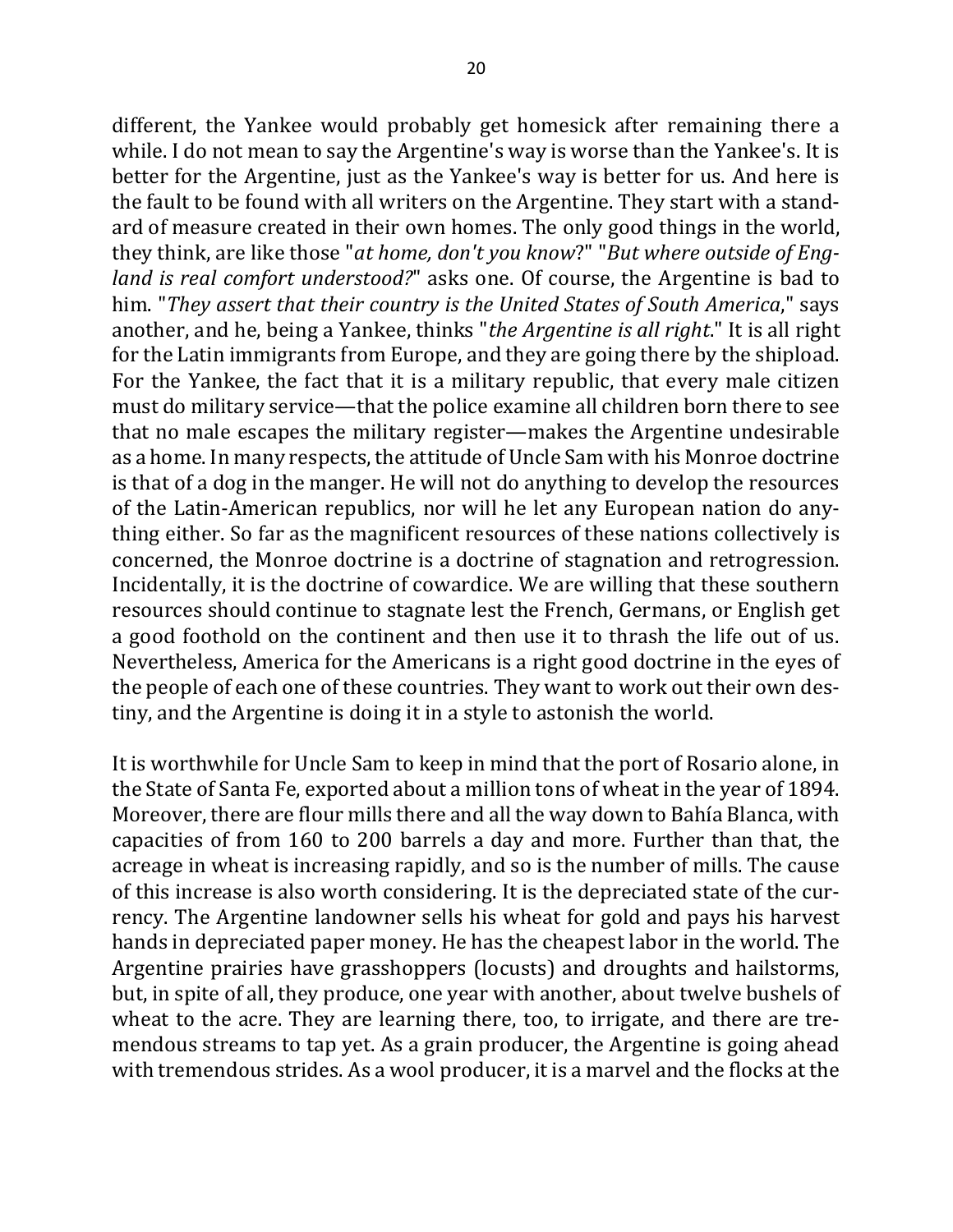different, the Yankee would probably get homesick after remaining there a while. I do not mean to say the Argentine's way is worse than the Yankee's. It is better for the Argentine, just as the Yankee's way is better for us. And here is the fault to be found with all writers on the Argentine. They start with a standard of measure created in their own homes. The only good things in the world, they think, are like those "*at home, don't you know*?" "*But where outside of England is real comfort understood?*" asks one. Of course, the Argentine is bad to him. "*They assert that their country is the United States of South America*," says another, and he, being a Yankee, thinks "*the Argentine is all right*." It is all right for the Latin immigrants from Europe, and they are going there by the shipload. For the Yankee, the fact that it is a military republic, that every male citizen must do military service—that the police examine all children born there to see that no male escapes the military register—makes the Argentine undesirable as a home. In many respects, the attitude of Uncle Sam with his Monroe doctrine is that of a dog in the manger. He will not do anything to develop the resources of the Latin-American republics, nor will he let any European nation do anything either. So far as the magnificent resources of these nations collectively is concerned, the Monroe doctrine is a doctrine of stagnation and retrogression. Incidentally, it is the doctrine of cowardice. We are willing that these southern resources should continue to stagnate lest the French, Germans, or English get a good foothold on the continent and then use it to thrash the life out of us. Nevertheless, America for the Americans is a right good doctrine in the eyes of the people of each one of these countries. They want to work out their own destiny, and the Argentine is doing it in a style to astonish the world.

It is worthwhile for Uncle Sam to keep in mind that the port of Rosario alone, in the State of Santa Fe, exported about a million tons of wheat in the year of 1894. Moreover, there are flour mills there and all the way down to Bahía Blanca, with capacities of from 160 to 200 barrels a day and more. Further than that, the acreage in wheat is increasing rapidly, and so is the number of mills. The cause of this increase is also worth considering. It is the depreciated state of the currency. The Argentine landowner sells his wheat for gold and pays his harvest hands in depreciated paper money. He has the cheapest labor in the world. The Argentine prairies have grasshoppers (locusts) and droughts and hailstorms, but, in spite of all, they produce, one year with another, about twelve bushels of wheat to the acre. They are learning there, too, to irrigate, and there are tremendous streams to tap yet. As a grain producer, the Argentine is going ahead with tremendous strides. As a wool producer, it is a marvel and the flocks at the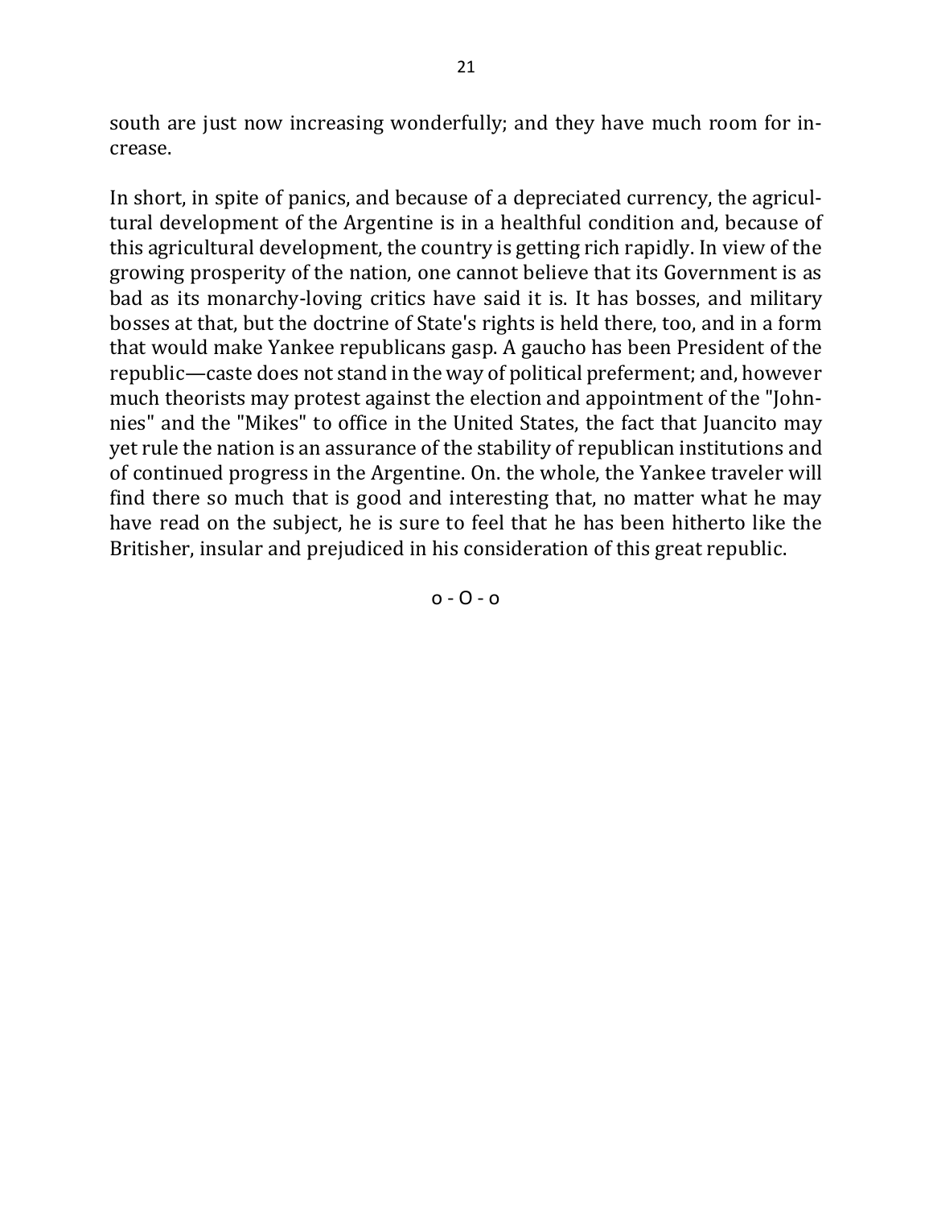south are just now increasing wonderfully; and they have much room for increase.

In short, in spite of panics, and because of a depreciated currency, the agricultural development of the Argentine is in a healthful condition and, because of this agricultural development, the country is getting rich rapidly. In view of the growing prosperity of the nation, one cannot believe that its Government is as bad as its monarchy-loving critics have said it is. It has bosses, and military bosses at that, but the doctrine of State's rights is held there, too, and in a form that would make Yankee republicans gasp. A gaucho has been President of the republic—caste does not stand in the way of political preferment; and, however much theorists may protest against the election and appointment of the "Johnnies" and the "Mikes" to office in the United States, the fact that Juancito may yet rule the nation is an assurance of the stability of republican institutions and of continued progress in the Argentine. On. the whole, the Yankee traveler will find there so much that is good and interesting that, no matter what he may have read on the subject, he is sure to feel that he has been hitherto like the Britisher, insular and prejudiced in his consideration of this great republic.

o - O - o